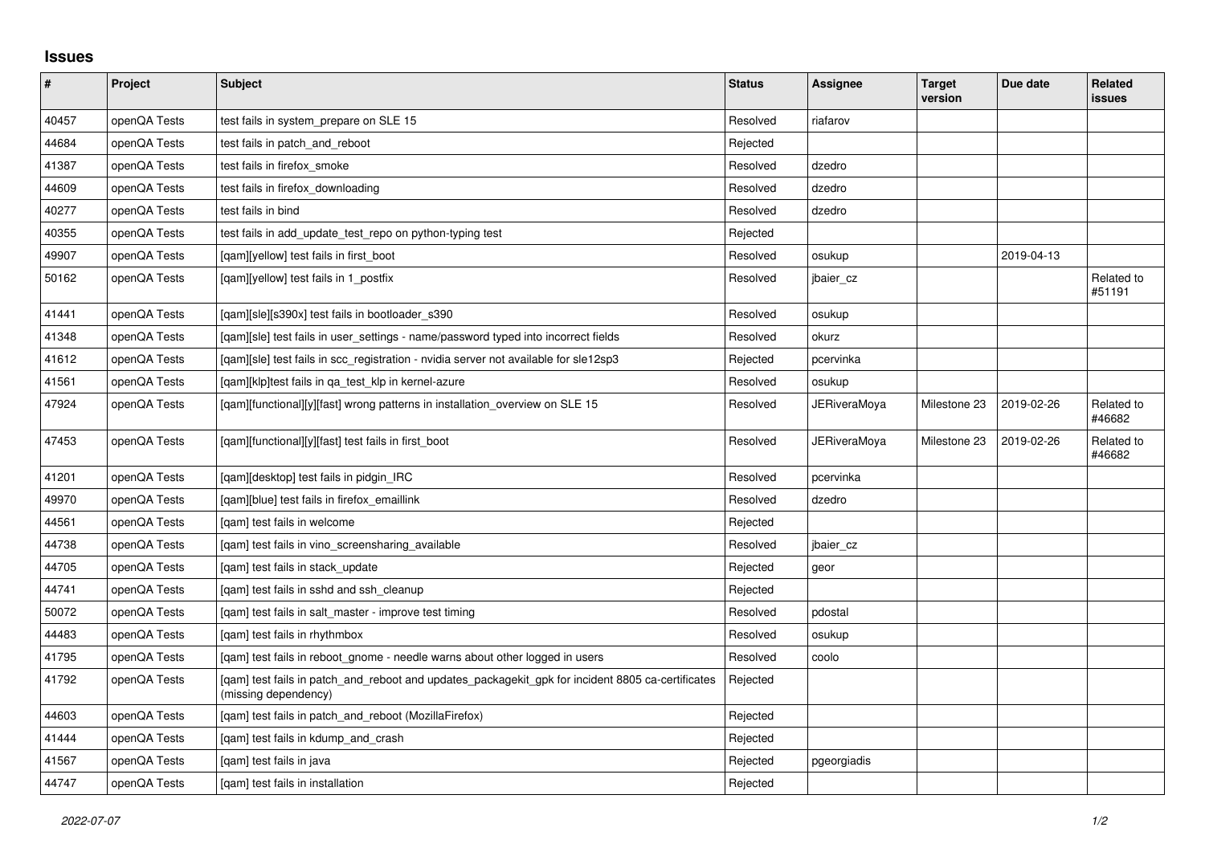# Issues

| # | Project | Subject | Status | Assignee | Target version | Due date | Related issues |
|---|---|---|---|---|---|---|---|
| 40457 | openQA Tests | test fails in system_prepare on SLE 15 | Resolved | riafarov | | | |
| 44684 | openQA Tests | test fails in patch_and_reboot | Rejected | | | | |
| 41387 | openQA Tests | test fails in firefox_smoke | Resolved | dzedro | | | |
| 44609 | openQA Tests | test fails in firefox_downloading | Resolved | dzedro | | | |
| 40277 | openQA Tests | test fails in bind | Resolved | dzedro | | | |
| 40355 | openQA Tests | test fails in add_update_test_repo on python-typing test | Rejected | | | | |
| 49907 | openQA Tests | [qam][yellow] test fails in first_boot | Resolved | osukup | | 2019-04-13 | |
| 50162 | openQA Tests | [qam][yellow] test fails in 1_postfix | Resolved | jbaier_cz | | | Related to #51191 |
| 41441 | openQA Tests | [qam][sle][s390x] test fails in bootloader_s390 | Resolved | osukup | | | |
| 41348 | openQA Tests | [qam][sle] test fails in user_settings - name/password typed into incorrect fields | Resolved | okurz | | | |
| 41612 | openQA Tests | [qam][sle] test fails in scc_registration - nvidia server not available for sle12sp3 | Rejected | pcervinka | | | |
| 41561 | openQA Tests | [qam][klp]test fails in qa_test_klp in kernel-azure | Resolved | osukup | | | |
| 47924 | openQA Tests | [qam][functional][y][fast] wrong patterns in installation_overview on SLE 15 | Resolved | JERiveraMoya | Milestone 23 | 2019-02-26 | Related to #46682 |
| 47453 | openQA Tests | [qam][functional][y][fast] test fails in first_boot | Resolved | JERiveraMoya | Milestone 23 | 2019-02-26 | Related to #46682 |
| 41201 | openQA Tests | [qam][desktop] test fails in pidgin_IRC | Resolved | pcervinka | | | |
| 49970 | openQA Tests | [qam][blue] test fails in firefox_emaillink | Resolved | dzedro | | | |
| 44561 | openQA Tests | [qam] test fails in welcome | Rejected | | | | |
| 44738 | openQA Tests | [qam] test fails in vino_screensharing_available | Resolved | jbaier_cz | | | |
| 44705 | openQA Tests | [qam] test fails in stack_update | Rejected | geor | | | |
| 44741 | openQA Tests | [qam] test fails in sshd and ssh_cleanup | Rejected | | | | |
| 50072 | openQA Tests | [qam] test fails in salt_master - improve test timing | Resolved | pdostal | | | |
| 44483 | openQA Tests | [qam] test fails in rhythmbox | Resolved | osukup | | | |
| 41795 | openQA Tests | [qam] test fails in reboot_gnome - needle warns about other logged in users | Resolved | coolo | | | |
| 41792 | openQA Tests | [qam] test fails in patch_and_reboot and updates_packagekit_gpk for incident 8805 ca-certificates (missing dependency) | Rejected | | | | |
| 44603 | openQA Tests | [qam] test fails in patch_and_reboot (MozillaFirefox) | Rejected | | | | |
| 41444 | openQA Tests | [qam] test fails in kdump_and_crash | Rejected | | | | |
| 41567 | openQA Tests | [qam] test fails in java | Rejected | pgeorgiadis | | | |
| 44747 | openQA Tests | [qam] test fails in installation | Rejected | | | | |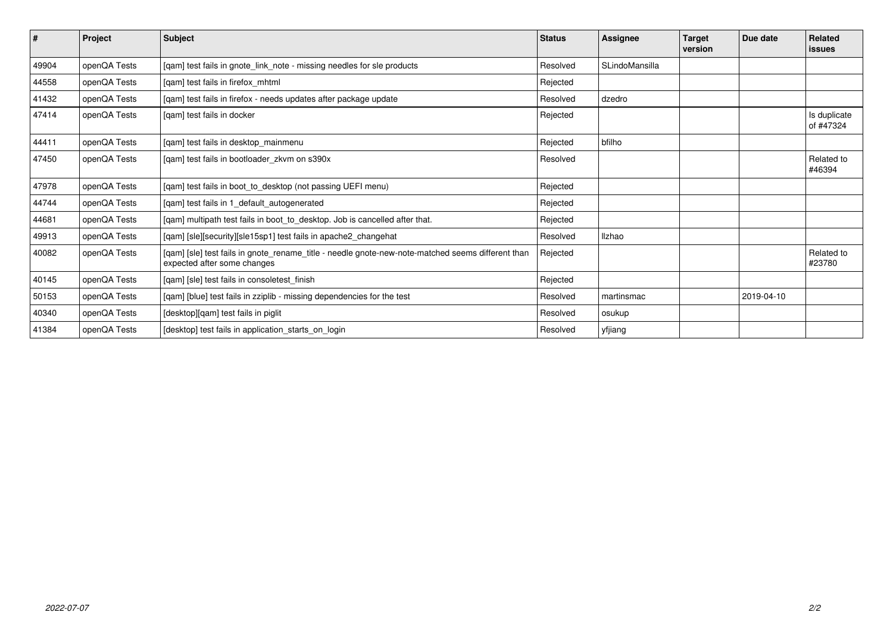| # | Project | Subject | Status | Assignee | Target version | Due date | Related issues |
|---|---|---|---|---|---|---|---|
| 49904 | openQA Tests | [qam] test fails in gnote_link_note - missing needles for sle products | Resolved | SLindoMansilla | | | |
| 44558 | openQA Tests | [qam] test fails in firefox_mhtml | Rejected | | | | |
| 41432 | openQA Tests | [qam] test fails in firefox - needs updates after package update | Resolved | dzedro | | | |
| 47414 | openQA Tests | [qam] test fails in docker | Rejected | | | | Is duplicate of #47324 |
| 44411 | openQA Tests | [qam] test fails in desktop_mainmenu | Rejected | bfilho | | | |
| 47450 | openQA Tests | [qam] test fails in bootloader_zkvm on s390x | Resolved | | | | Related to #46394 |
| 47978 | openQA Tests | [qam] test fails in boot_to_desktop (not passing UEFI menu) | Rejected | | | | |
| 44744 | openQA Tests | [qam] test fails in 1_default_autogenerated | Rejected | | | | |
| 44681 | openQA Tests | [qam] multipath test fails in boot_to_desktop. Job is cancelled after that. | Rejected | | | | |
| 49913 | openQA Tests | [qam] [sle][security][sle15sp1] test fails in apache2_changehat | Resolved | llzhao | | | |
| 40082 | openQA Tests | [qam] [sle] test fails in gnote_rename_title - needle gnote-new-note-matched seems different than expected after some changes | Rejected | | | | Related to #23780 |
| 40145 | openQA Tests | [qam] [sle] test fails in consoletest_finish | Rejected | | | | |
| 50153 | openQA Tests | [qam] [blue] test fails in zziplib - missing dependencies for the test | Resolved | martinsmac | | 2019-04-10 | |
| 40340 | openQA Tests | [desktop][qam] test fails in piglit | Resolved | osukup | | | |
| 41384 | openQA Tests | [desktop] test fails in application_starts_on_login | Resolved | yfjiang | | | |